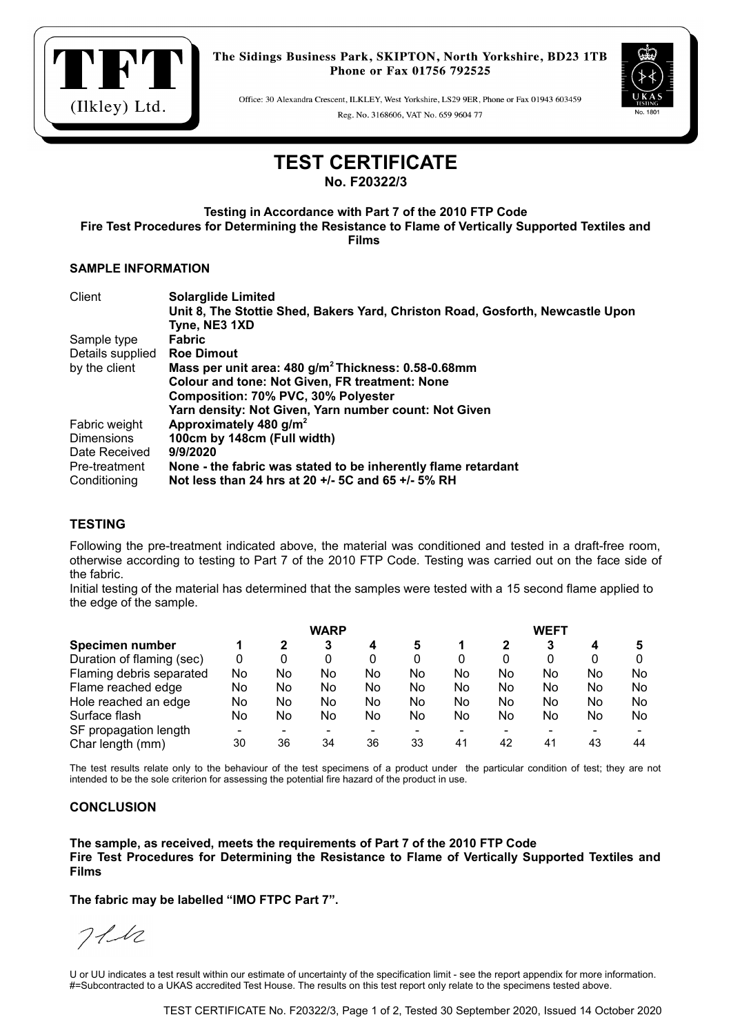TFT (Ilkley) Ltd.

The Sidings Business Park, SKIPTON, North Yorkshire, BD23 1TB
Phone or Fax 01756 792525

Office: 30 Alexandra Crescent, ILKLEY, West Yorkshire, LS29 9ER, Phone or Fax 01943 603459
Reg. No. 3168606, VAT No. 659 9604 77

UKAS TESTING No. 1801

# TEST CERTIFICATE

**No. F20322/3**

**Testing in Accordance with Part 7 of the 2010 FTP Code**
**Fire Test Procedures for Determining the Resistance to Flame of Vertically Supported Textiles and Films**

## SAMPLE INFORMATION

| | |
|---|---|
| Client | **Solarglide Limited** |
| | **Unit 8, The Stottie Shed, Bakers Yard, Christon Road, Gosforth, Newcastle Upon Tyne, NE3 1XD** |
| Sample type | **Fabric** |
| Details supplied by the client | **Roe Dimout** |
| | **Mass per unit area: 480 g/m$^2$ Thickness: 0.58-0.68mm** |
| | **Colour and tone: Not Given, FR treatment: None** |
| | **Composition: 70% PVC, 30% Polyester** |
| | **Yarn density: Not Given, Yarn number count: Not Given** |
| Fabric weight | **Approximately 480 g/m$^2$** |
| Dimensions | **100cm by 148cm (Full width)** |
| Date Received | **9/9/2020** |
| Pre-treatment | **None - the fabric was stated to be inherently flame retardant** |
| Conditioning | **Not less than 24 hrs at 20 +/- 5C and 65 +/- 5% RH** |

## TESTING

Following the pre-treatment indicated above, the material was conditioned and tested in a draft-free room, otherwise according to testing to Part 7 of the 2010 FTP Code. Testing was carried out on the face side of the fabric.

Initial testing of the material has determined that the samples were tested with a 15 second flame applied to the edge of the sample.

| | WARP | | | | | WEFT | | | | |
|---|---|---|---|---|---|---|---|---|---|---|
| **Specimen number** | **1** | **2** | **3** | **4** | **5** | **1** | **2** | **3** | **4** | **5** |
| Duration of flaming (sec) | 0 | 0 | 0 | 0 | 0 | 0 | 0 | 0 | 0 | 0 |
| Flaming debris separated | No | No | No | No | No | No | No | No | No | No |
| Flame reached edge | No | No | No | No | No | No | No | No | No | No |
| Hole reached an edge | No | No | No | No | No | No | No | No | No | No |
| Surface flash | No | No | No | No | No | No | No | No | No | No |
| SF propagation length | - | - | - | - | - | - | - | - | - | - |
| Char length (mm) | 30 | 36 | 34 | 36 | 33 | 41 | 42 | 41 | 43 | 44 |

The test results relate only to the behaviour of the test specimens of a product under the particular condition of test; they are not intended to be the sole criterion for assessing the potential fire hazard of the product in use.

## CONCLUSION

**The sample, as received, meets the requirements of Part 7 of the 2010 FTP Code**
**Fire Test Procedures for Determining the Resistance to Flame of Vertically Supported Textiles and Films**

**The fabric may be labelled "IMO FTPC Part 7".**

U or UU indicates a test result within our estimate of uncertainty of the specification limit - see the report appendix for more information.
#=Subcontracted to a UKAS accredited Test House. The results on this test report only relate to the specimens tested above.

TEST CERTIFICATE No. F20322/3, Page 1 of 2, Tested 30 September 2020, Issued 14 October 2020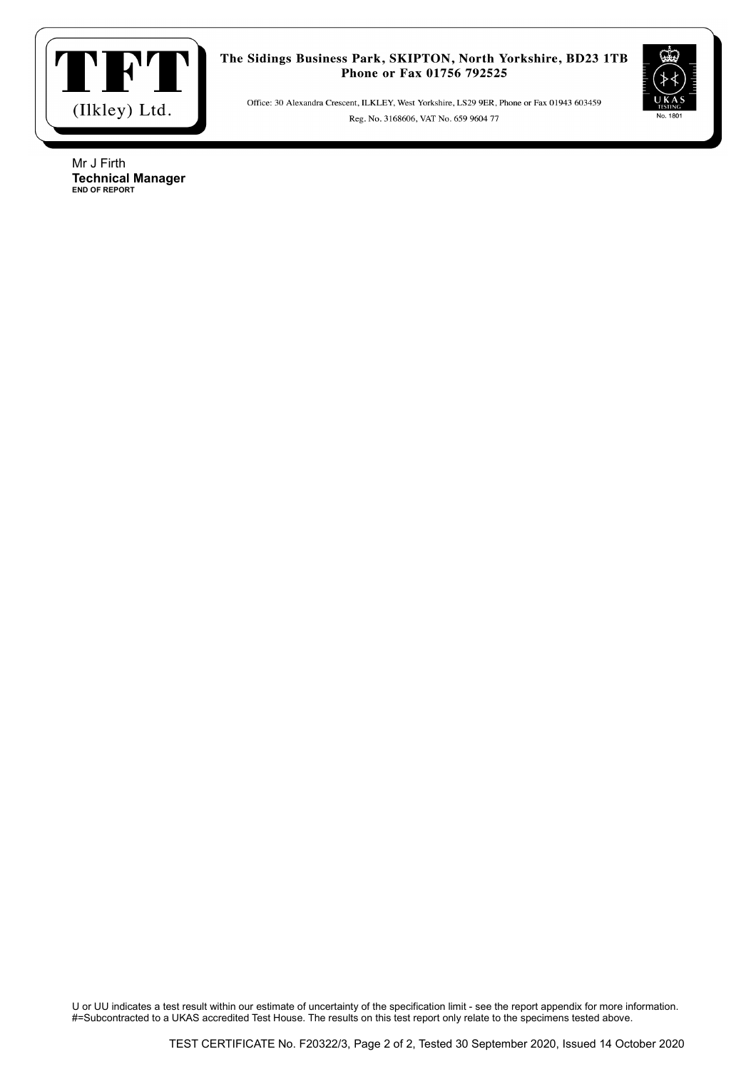**TFT (Ilkley) Ltd.**

**The Sidings Business Park, SKIPTON, North Yorkshire, BD23 1TB**
**Phone or Fax 01756 792525**

Office: 30 Alexandra Crescent, ILKLEY, West Yorkshire, LS29 9ER, Phone or Fax 01943 603459

Reg. No. 3168606, VAT No. 659 9604 77

UKAS TESTING No. 1801

Mr J Firth
**Technical Manager**
**END OF REPORT**

U or UU indicates a test result within our estimate of uncertainty of the specification limit - see the report appendix for more information.
#=Subcontracted to a UKAS accredited Test House. The results on this test report only relate to the specimens tested above.

TEST CERTIFICATE No. F20322/3, Page 2 of 2, Tested 30 September 2020, Issued 14 October 2020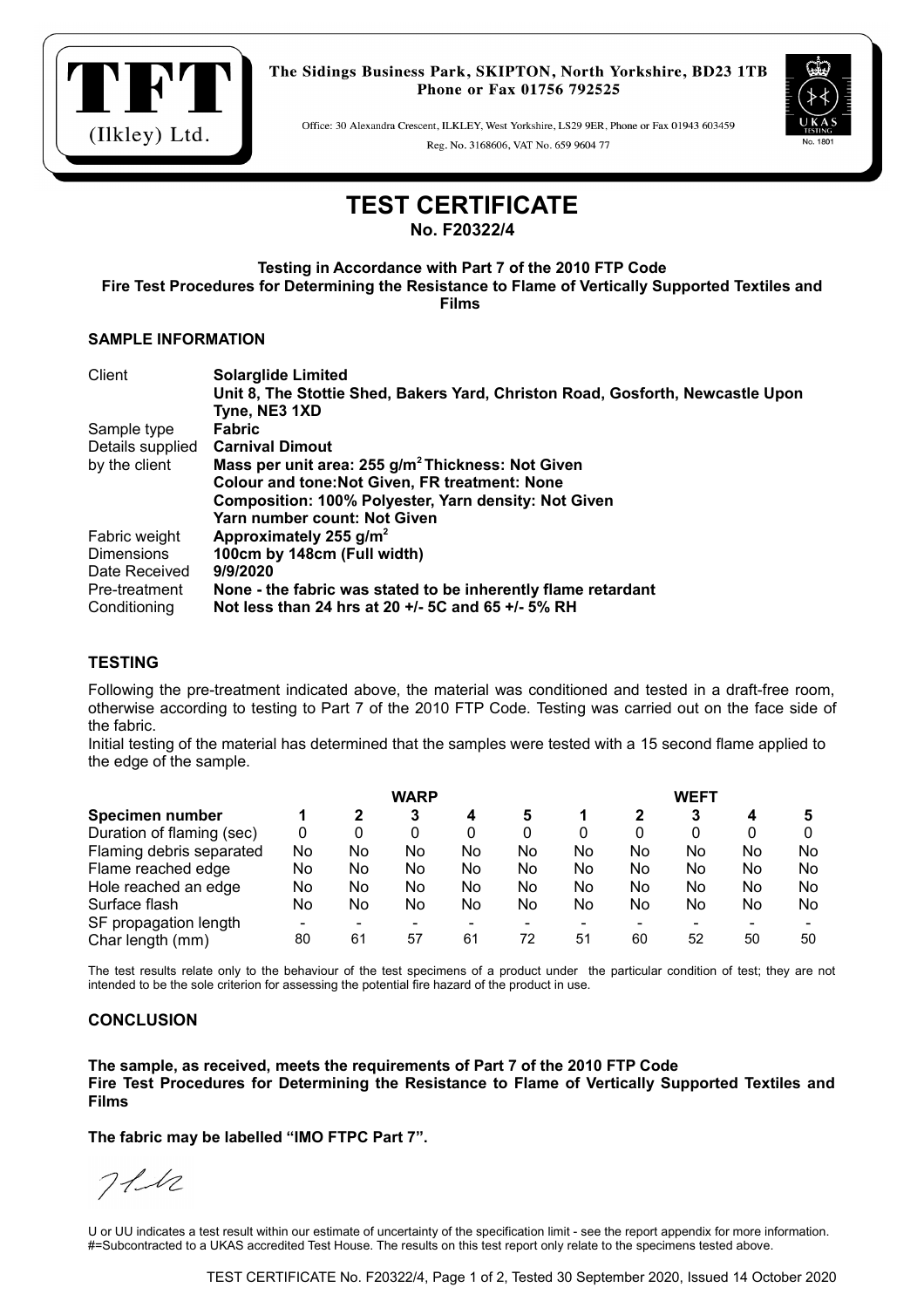**TFT (Ilkley) Ltd.**

The Sidings Business Park, SKIPTON, North Yorkshire, BD23 1TB
Phone or Fax 01756 792525

Office: 30 Alexandra Crescent, ILKLEY, West Yorkshire, LS29 9ER, Phone or Fax 01943 603459
Reg. No. 3168606, VAT No. 659 9604 77

UKAS TESTING No. 1801

# TEST CERTIFICATE

**No. F20322/4**

**Testing in Accordance with Part 7 of the 2010 FTP Code**
**Fire Test Procedures for Determining the Resistance to Flame of Vertically Supported Textiles and Films**

## SAMPLE INFORMATION

| | |
|---|---|
| Client | **Solarglide Limited** <br> **Unit 8, The Stottie Shed, Bakers Yard, Christon Road, Gosforth, Newcastle Upon Tyne, NE3 1XD** |
| Sample type | **Fabric** |
| Details supplied by the client | **Carnival Dimout** <br> **Mass per unit area: 255 g/m$^2$ Thickness: Not Given** <br> **Colour and tone:Not Given, FR treatment: None** <br> **Composition: 100% Polyester, Yarn density: Not Given** <br> **Yarn number count: Not Given** |
| Fabric weight | **Approximately 255 g/m$^2$** |
| Dimensions | **100cm by 148cm (Full width)** |
| Date Received | **9/9/2020** |
| Pre-treatment | **None - the fabric was stated to be inherently flame retardant** |
| Conditioning | **Not less than 24 hrs at 20 +/- 5C and 65 +/- 5% RH** |

## TESTING

Following the pre-treatment indicated above, the material was conditioned and tested in a draft-free room, otherwise according to testing to Part 7 of the 2010 FTP Code. Testing was carried out on the face side of the fabric.

Initial testing of the material has determined that the samples were tested with a 15 second flame applied to the edge of the sample.

| | WARP | | | | | WEFT | | | | |
|---|---|---|---|---|---|---|---|---|---|---|
| **Specimen number** | **1** | **2** | **3** | **4** | **5** | **1** | **2** | **3** | **4** | **5** |
| Duration of flaming (sec) | 0 | 0 | 0 | 0 | 0 | 0 | 0 | 0 | 0 | 0 |
| Flaming debris separated | No | No | No | No | No | No | No | No | No | No |
| Flame reached edge | No | No | No | No | No | No | No | No | No | No |
| Hole reached an edge | No | No | No | No | No | No | No | No | No | No |
| Surface flash | No | No | No | No | No | No | No | No | No | No |
| SF propagation length | - | - | - | - | - | - | - | - | - | - |
| Char length (mm) | 80 | 61 | 57 | 61 | 72 | 51 | 60 | 52 | 50 | 50 |

The test results relate only to the behaviour of the test specimens of a product under the particular condition of test; they are not intended to be the sole criterion for assessing the potential fire hazard of the product in use.

## CONCLUSION

**The sample, as received, meets the requirements of Part 7 of the 2010 FTP Code**
**Fire Test Procedures for Determining the Resistance to Flame of Vertically Supported Textiles and Films**

**The fabric may be labelled "IMO FTPC Part 7".**

U or UU indicates a test result within our estimate of uncertainty of the specification limit - see the report appendix for more information.
#=Subcontracted to a UKAS accredited Test House. The results on this test report only relate to the specimens tested above.

TEST CERTIFICATE No. F20322/4, Page 1 of 2, Tested 30 September 2020, Issued 14 October 2020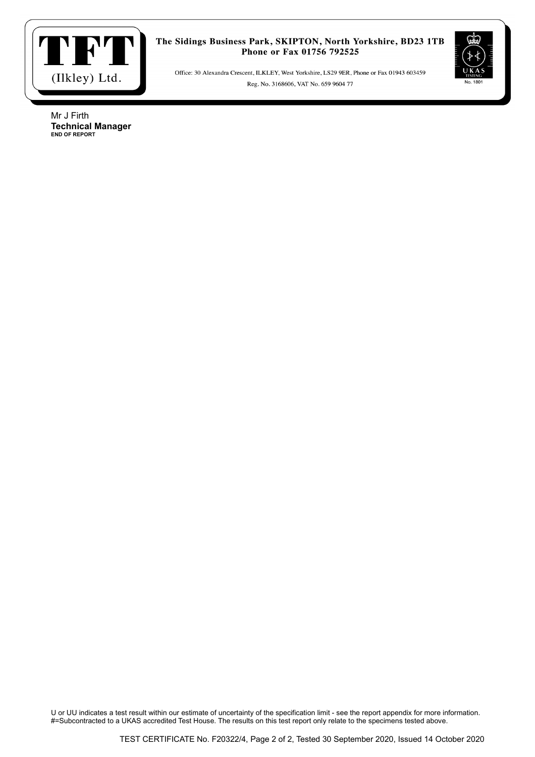# TFT (Ilkley) Ltd.

**The Sidings Business Park, SKIPTON, North Yorkshire, BD23 1TB**
**Phone or Fax 01756 792525**

Office: 30 Alexandra Crescent, ILKLEY, West Yorkshire, LS29 9ER, Phone or Fax 01943 603459

Reg. No. 3168606, VAT No. 659 9604 77

UKAS TESTING No. 1801

Mr J Firth
**Technical Manager**
**END OF REPORT**

U or UU indicates a test result within our estimate of uncertainty of the specification limit - see the report appendix for more information.
#=Subcontracted to a UKAS accredited Test House. The results on this test report only relate to the specimens tested above.

TEST CERTIFICATE No. F20322/4, Page 2 of 2, Tested 30 September 2020, Issued 14 October 2020